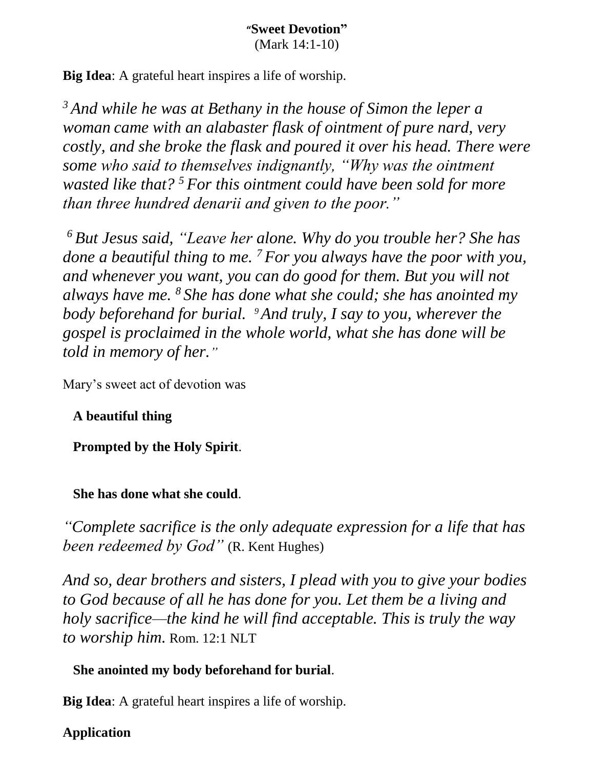**"Sweet Devotion"**
(Mark 14:1-10)

**Big Idea**: A grateful heart inspires a life of worship.

*[3] And while he was at Bethany in the house of Simon the leper a woman came with an alabaster flask of ointment of pure nard, very costly, and she broke the flask and poured it over his head. There were some who said to themselves indignantly, "Why was the ointment wasted like that? [5] For this ointment could have been sold for more than three hundred denarii and given to the poor."*

*[6] But Jesus said, "Leave her alone. Why do you trouble her? She has done a beautiful thing to me. [7] For you always have the poor with you, and whenever you want, you can do good for them. But you will not always have me. [8] She has done what she could; she has anointed my body beforehand for burial. [9] And truly, I say to you, wherever the gospel is proclaimed in the whole world, what she has done will be told in memory of her."*

Mary's sweet act of devotion was

**A beautiful thing**

**Prompted by the Holy Spirit**.

**She has done what she could**.

*"Complete sacrifice is the only adequate expression for a life that has been redeemed by God"* (R. Kent Hughes)

*And so, dear brothers and sisters, I plead with you to give your bodies to God because of all he has done for you. Let them be a living and holy sacrifice—the kind he will find acceptable. This is truly the way to worship him.* Rom. 12:1 NLT

**She anointed my body beforehand for burial**.

**Big Idea**: A grateful heart inspires a life of worship.

**Application**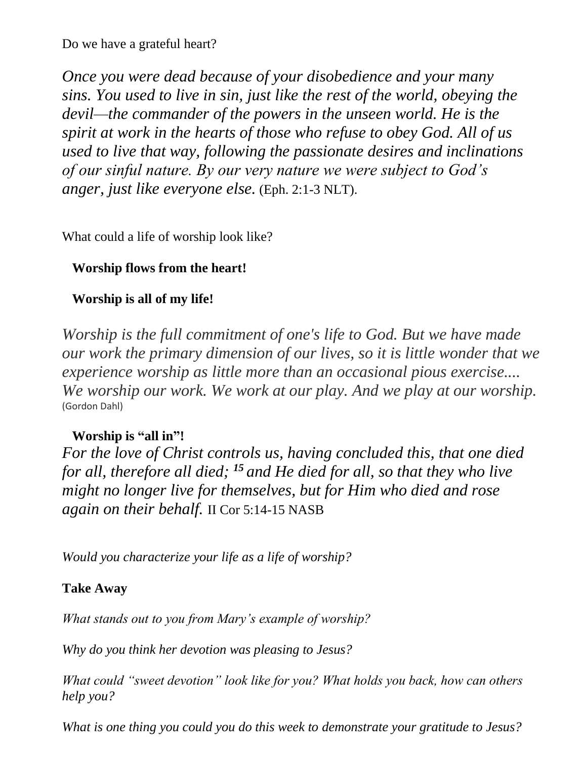Do we have a grateful heart?

*Once you were dead because of your disobedience and your many sins. You used to live in sin, just like the rest of the world, obeying the devil—the commander of the powers in the unseen world. He is the spirit at work in the hearts of those who refuse to obey God. All of us used to live that way, following the passionate desires and inclinations of our sinful nature. By our very nature we were subject to God's anger, just like everyone else.* (Eph. 2:1-3 NLT).

What could a life of worship look like?

**Worship flows from the heart!**

**Worship is all of my life!**

*Worship is the full commitment of one's life to God. But we have made our work the primary dimension of our lives, so it is little wonder that we experience worship as little more than an occasional pious exercise.... We worship our work. We work at our play. And we play at our worship.* (Gordon Dahl)

**Worship is "all in"!**

*For the love of Christ controls us, having concluded this, that one died for all, therefore all died; [15] and He died for all, so that they who live might no longer live for themselves, but for Him who died and rose again on their behalf.* II Cor 5:14-15 NASB

*Would you characterize your life as a life of worship?*

**Take Away**

*What stands out to you from Mary's example of worship?*

*Why do you think her devotion was pleasing to Jesus?*

*What could "sweet devotion" look like for you? What holds you back, how can others help you?*

*What is one thing you could you do this week to demonstrate your gratitude to Jesus?*